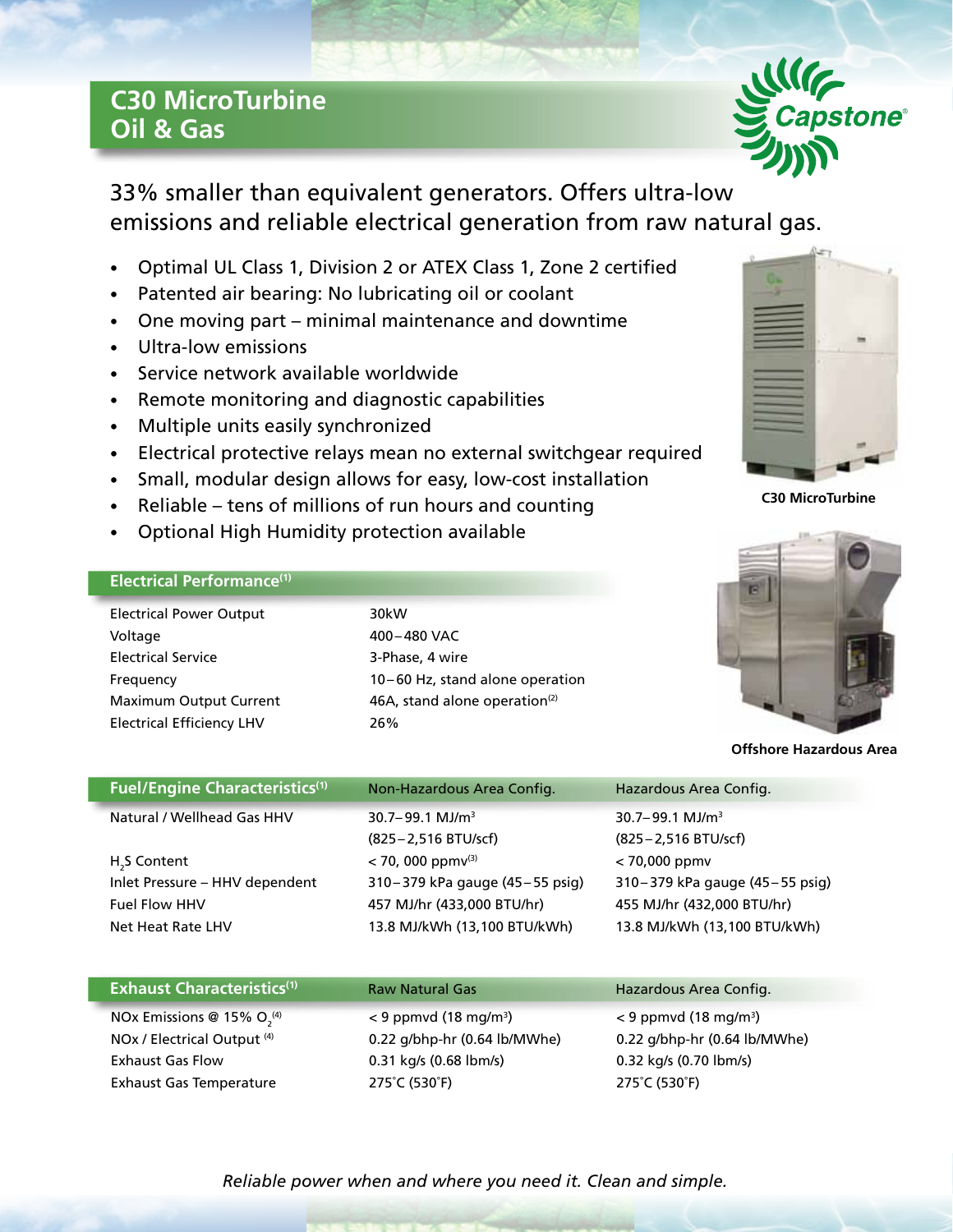# C30 MicroTurbine Oil & Gas

## 33% smaller than equivalent generators. Offers ultra-low emissions and reliable electrical generation from raw natural gas.

- Optimal UL Class 1, Division 2 or ATEX Class 1, Zone 2 certified
- Patented air bearing: No lubricating oil or coolant
- One moving part – minimal maintenance and downtime
- Ultra-low emissions
- Service network available worldwide
- Remote monitoring and diagnostic capabilities
- Multiple units easily synchronized
- Electrical protective relays mean no external switchgear required
- Small, modular design allows for easy, low-cost installation
- Reliable – tens of millions of run hours and counting
- Optional High Humidity protection available

C30 MicroTurbine

Offshore Hazardous Area

| Electrical Performance[1] | |
|---|---|
| Electrical Power Output | 30kW |
| Voltage | 400 – 480 VAC |
| Electrical Service | 3-Phase, 4 wire |
| Frequency | 10 – 60 Hz, stand alone operation |
| Maximum Output Current | 46A, stand alone operation[2] |
| Electrical Efficiency LHV | 26% |

| Fuel/Engine Characteristics[1] | Non-Hazardous Area Config. | Hazardous Area Config. |
|---|---|---|
| Natural / Wellhead Gas HHV | 30.7 – 99.1 MJ/m³ (825 – 2,516 BTU/scf) | 30.7 – 99.1 MJ/m³ (825 – 2,516 BTU/scf) |
| $H_2S$ Content | < 70, 000 ppmv[3] | < 70,000 ppmv |
| Inlet Pressure – HHV dependent | 310 – 379 kPa gauge (45 – 55 psig) | 310 – 379 kPa gauge (45 – 55 psig) |
| Fuel Flow HHV | 457 MJ/hr (433,000 BTU/hr) | 455 MJ/hr (432,000 BTU/hr) |
| Net Heat Rate LHV | 13.8 MJ/kWh (13,100 BTU/kWh) | 13.8 MJ/kWh (13,100 BTU/kWh) |

| Exhaust Characteristics[1] | Raw Natural Gas | Hazardous Area Config. |
|---|---|---|
| NOx Emissions @ 15% $O_2$[4] | < 9 ppmvd (18 mg/m³) | < 9 ppmvd (18 mg/m³) |
| NOx / Electrical Output [4] | 0.22 g/bhp-hr (0.64 lb/MWhe) | 0.22 g/bhp-hr (0.64 lb/MWhe) |
| Exhaust Gas Flow | 0.31 kg/s (0.68 lbm/s) | 0.32 kg/s (0.70 lbm/s) |
| Exhaust Gas Temperature | 275˚C (530˚F) | 275˚C (530˚F) |

*Reliable power when and where you need it. Clean and simple.*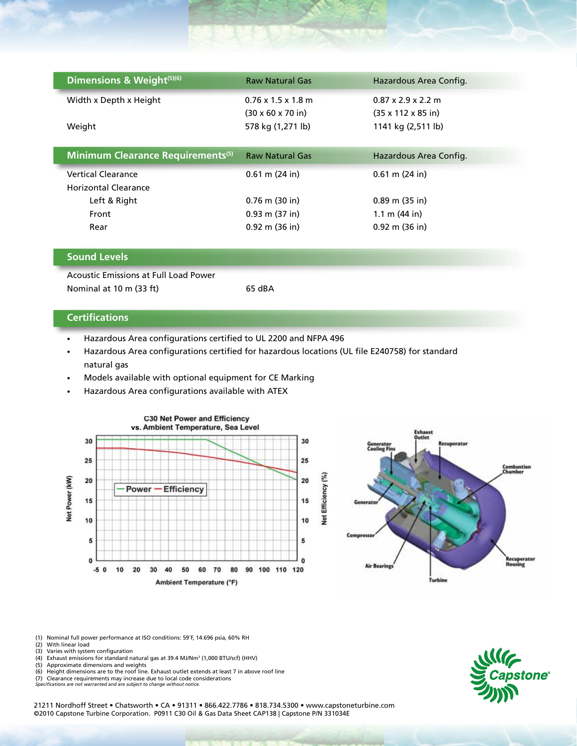## Dimensions & Weight[5][6]

| Dimensions & Weight[5][6] | Raw Natural Gas | Hazardous Area Config. |
|---|---|---|
| Width x Depth x Height | 0.76 x 1.5 x 1.8 m (30 x 60 x 70 in) | 0.87 x 2.9 x 2.2 m (35 x 112 x 85 in) |
| Weight | 578 kg (1,271 lb) | 1141 kg (2,511 lb) |

## Minimum Clearance Requirements[5]

| Minimum Clearance Requirements[5] | Raw Natural Gas | Hazardous Area Config. |
|---|---|---|
| Vertical Clearance | 0.61 m (24 in) | 0.61 m (24 in) |
| Horizontal Clearance | | |
| Left & Right | 0.76 m (30 in) | 0.89 m (35 in) |
| Front | 0.93 m (37 in) | 1.1 m (44 in) |
| Rear | 0.92 m (36 in) | 0.92 m (36 in) |

## Sound Levels

| | |
|---|---|
| Acoustic Emissions at Full Load Power Nominal at 10 m (33 ft) | 65 dBA |

## Certifications

- Hazardous Area configurations certified to UL 2200 and NFPA 496
- Hazardous Area configurations certified for hazardous locations (UL file E240758) for standard natural gas
- Models available with optional equipment for CE Marking
- Hazardous Area configurations available with ATEX

C30 Net Power and Efficiency vs. Ambient Temperature, Sea Level

Power — Efficiency

Net Power (kW)

Net Efficiency (%)

Ambient Temperature (°F)

0 5 10 15 20 25 30

-5 0 10 20 30 40 50 60 70 80 90 100 110 120

Exhaust Outlet, Generator Cooling Fins, Recuperator, Combustion Chamber, Generator, Compressor, Air Bearings, Turbine, Recuperator Housing

(1) Nominal full power performance at ISO conditions: 59°F, 14.696 psia, 60% RH
(2) With linear load
(3) Varies with system configuration
(4) Exhaust emissions for standard natural gas at 39.4 MJ/Nm³ (1,000 BTU/scf) (HHV)
(5) Approximate dimensions and weights
(6) Height dimensions are to the roof line. Exhaust outlet extends at least 7 in above roof line
(7) Clearance requirements may increase due to local code considerations

*Specifications are not warranted and are subject to change without notice.*

Capstone®

21211 Nordhoff Street • Chatsworth • CA • 91311 • 866.422.7786 • 818.734.5300 • www.capstoneturbine.com
©2010 Capstone Turbine Corporation. P0911 C30 Oil & Gas Data Sheet CAP138 | Capstone P/N 331034E